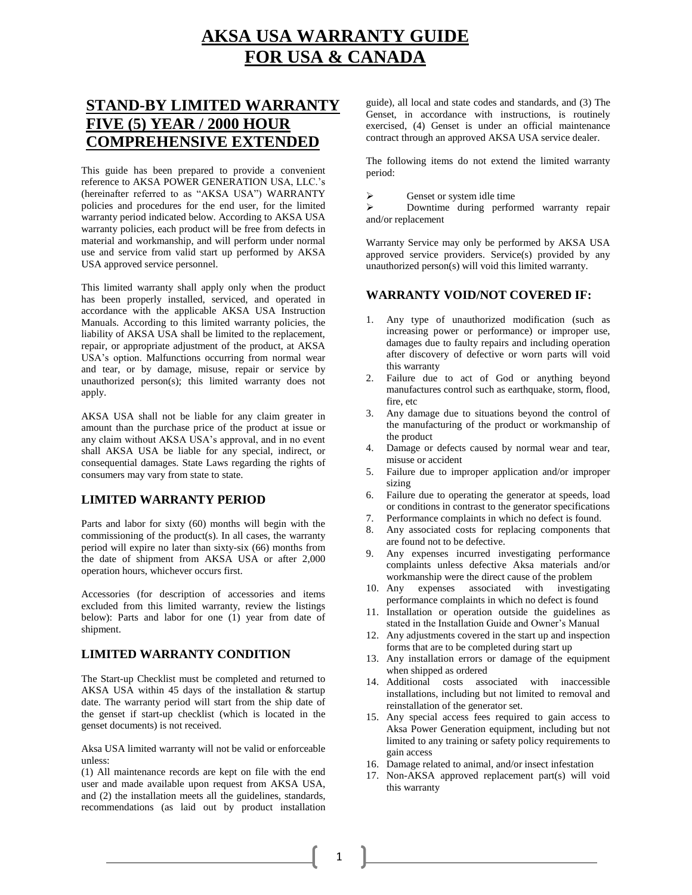# AKSA USA WARRANTY GUIDE FOR USA & CANADA

## STAND-BY LIMITED WARRANTY FIVE (5) YEAR / 2000 HOUR COMPREHENSIVE EXTENDED

This guide has been prepared to provide a convenient reference to AKSA POWER GENERATION USA, LLC.'s (hereinafter referred to as "AKSA USA") WARRANTY policies and procedures for the end user, for the limited warranty period indicated below. According to AKSA USA warranty policies, each product will be free from defects in material and workmanship, and will perform under normal use and service from valid start up performed by AKSA USA approved service personnel.

This limited warranty shall apply only when the product has been properly installed, serviced, and operated in accordance with the applicable AKSA USA Instruction Manuals. According to this limited warranty policies, the liability of AKSA USA shall be limited to the replacement, repair, or appropriate adjustment of the product, at AKSA USA's option. Malfunctions occurring from normal wear and tear, or by damage, misuse, repair or service by unauthorized person(s); this limited warranty does not apply.

AKSA USA shall not be liable for any claim greater in amount than the purchase price of the product at issue or any claim without AKSA USA's approval, and in no event shall AKSA USA be liable for any special, indirect, or consequential damages. State Laws regarding the rights of consumers may vary from state to state.

### LIMITED WARRANTY PERIOD

Parts and labor for sixty (60) months will begin with the commissioning of the product(s). In all cases, the warranty period will expire no later than sixty-six (66) months from the date of shipment from AKSA USA or after 2,000 operation hours, whichever occurs first.

Accessories (for description of accessories and items excluded from this limited warranty, review the listings below): Parts and labor for one (1) year from date of shipment.

### LIMITED WARRANTY CONDITION

The Start-up Checklist must be completed and returned to AKSA USA within 45 days of the installation & startup date. The warranty period will start from the ship date of the genset if start-up checklist (which is located in the genset documents) is not received.

Aksa USA limited warranty will not be valid or enforceable unless:

(1) All maintenance records are kept on file with the end user and made available upon request from AKSA USA, and (2) the installation meets all the guidelines, standards, recommendations (as laid out by product installation guide), all local and state codes and standards, and (3) The Genset, in accordance with instructions, is routinely exercised, (4) Genset is under an official maintenance contract through an approved AKSA USA service dealer.

The following items do not extend the limited warranty period:

- Genset or system idle time
- Downtime during performed warranty repair and/or replacement

Warranty Service may only be performed by AKSA USA approved service providers. Service(s) provided by any unauthorized person(s) will void this limited warranty.

### WARRANTY VOID/NOT COVERED IF:

1. Any type of unauthorized modification (such as increasing power or performance) or improper use, damages due to faulty repairs and including operation after discovery of defective or worn parts will void this warranty
2. Failure due to act of God or anything beyond manufactures control such as earthquake, storm, flood, fire, etc
3. Any damage due to situations beyond the control of the manufacturing of the product or workmanship of the product
4. Damage or defects caused by normal wear and tear, misuse or accident
5. Failure due to improper application and/or improper sizing
6. Failure due to operating the generator at speeds, load or conditions in contrast to the generator specifications
7. Performance complaints in which no defect is found.
8. Any associated costs for replacing components that are found not to be defective.
9. Any expenses incurred investigating performance complaints unless defective Aksa materials and/or workmanship were the direct cause of the problem
10. Any expenses associated with investigating performance complaints in which no defect is found
11. Installation or operation outside the guidelines as stated in the Installation Guide and Owner's Manual
12. Any adjustments covered in the start up and inspection forms that are to be completed during start up
13. Any installation errors or damage of the equipment when shipped as ordered
14. Additional costs associated with inaccessible installations, including but not limited to removal and reinstallation of the generator set.
15. Any special access fees required to gain access to Aksa Power Generation equipment, including but not limited to any training or safety policy requirements to gain access
16. Damage related to animal, and/or insect infestation
17. Non-AKSA approved replacement part(s) will void this warranty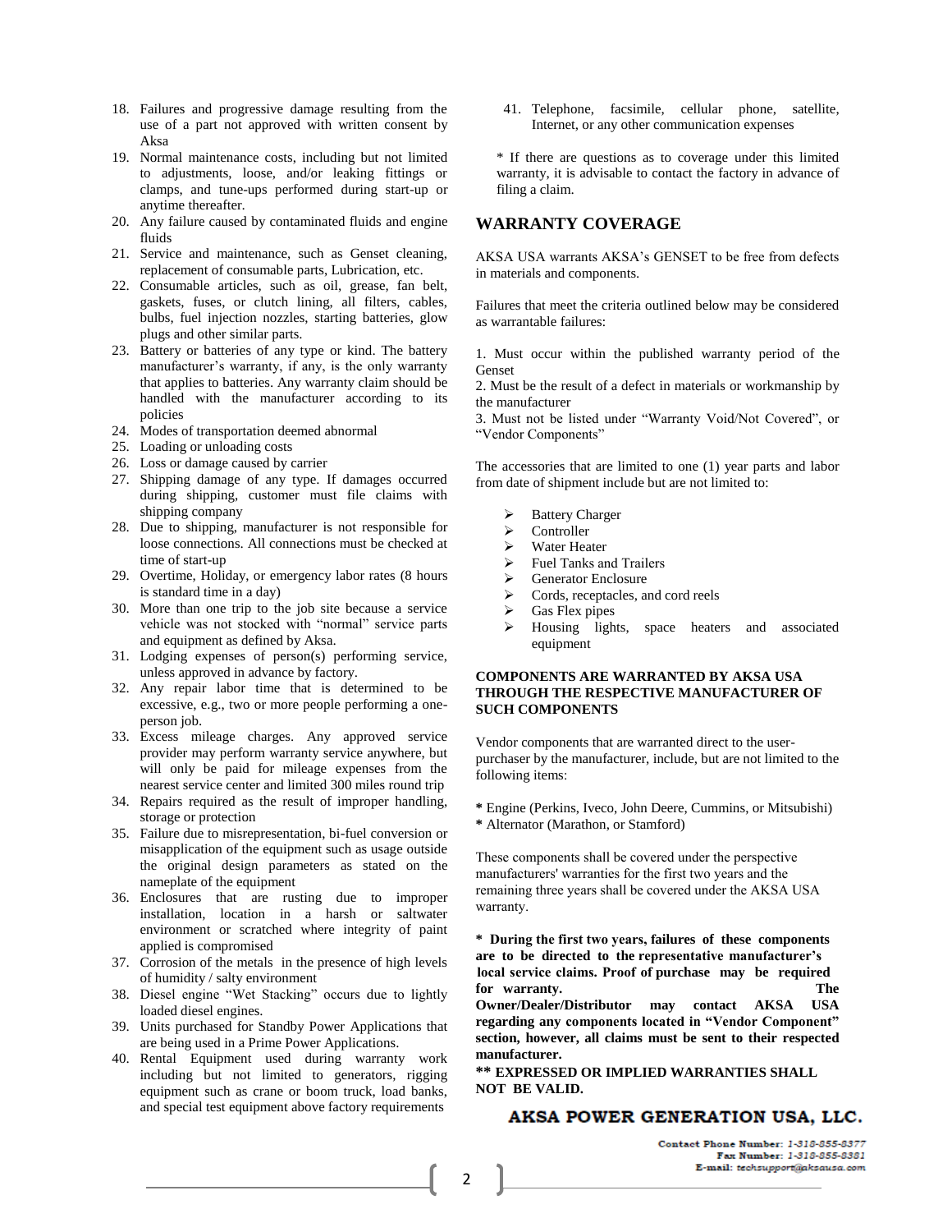18. Failures and progressive damage resulting from the use of a part not approved with written consent by Aksa
19. Normal maintenance costs, including but not limited to adjustments, loose, and/or leaking fittings or clamps, and tune-ups performed during start-up or anytime thereafter.
20. Any failure caused by contaminated fluids and engine fluids
21. Service and maintenance, such as Genset cleaning, replacement of consumable parts, Lubrication, etc.
22. Consumable articles, such as oil, grease, fan belt, gaskets, fuses, or clutch lining, all filters, cables, bulbs, fuel injection nozzles, starting batteries, glow plugs and other similar parts.
23. Battery or batteries of any type or kind. The battery manufacturer's warranty, if any, is the only warranty that applies to batteries. Any warranty claim should be handled with the manufacturer according to its policies
24. Modes of transportation deemed abnormal
25. Loading or unloading costs
26. Loss or damage caused by carrier
27. Shipping damage of any type. If damages occurred during shipping, customer must file claims with shipping company
28. Due to shipping, manufacturer is not responsible for loose connections. All connections must be checked at time of start-up
29. Overtime, Holiday, or emergency labor rates (8 hours is standard time in a day)
30. More than one trip to the job site because a service vehicle was not stocked with "normal" service parts and equipment as defined by Aksa.
31. Lodging expenses of person(s) performing service, unless approved in advance by factory.
32. Any repair labor time that is determined to be excessive, e.g., two or more people performing a one-person job.
33. Excess mileage charges. Any approved service provider may perform warranty service anywhere, but will only be paid for mileage expenses from the nearest service center and limited 300 miles round trip
34. Repairs required as the result of improper handling, storage or protection
35. Failure due to misrepresentation, bi-fuel conversion or misapplication of the equipment such as usage outside the original design parameters as stated on the nameplate of the equipment
36. Enclosures that are rusting due to improper installation, location in a harsh or saltwater environment or scratched where integrity of paint applied is compromised
37. Corrosion of the metals in the presence of high levels of humidity / salty environment
38. Diesel engine "Wet Stacking" occurs due to lightly loaded diesel engines.
39. Units purchased for Standby Power Applications that are being used in a Prime Power Applications.
40. Rental Equipment used during warranty work including but not limited to generators, rigging equipment such as crane or boom truck, load banks, and special test equipment above factory requirements
41. Telephone, facsimile, cellular phone, satellite, Internet, or any other communication expenses

* If there are questions as to coverage under this limited warranty, it is advisable to contact the factory in advance of filing a claim.

## WARRANTY COVERAGE

AKSA USA warrants AKSA's GENSET to be free from defects in materials and components.

Failures that meet the criteria outlined below may be considered as warrantable failures:

1. Must occur within the published warranty period of the Genset
2. Must be the result of a defect in materials or workmanship by the manufacturer
3. Must not be listed under "Warranty Void/Not Covered", or "Vendor Components"

The accessories that are limited to one (1) year parts and labor from date of shipment include but are not limited to:

- Battery Charger
- Controller
- Water Heater
- Fuel Tanks and Trailers
- Generator Enclosure
- Cords, receptacles, and cord reels
- Gas Flex pipes
- Housing lights, space heaters and associated equipment

**COMPONENTS ARE WARRANTED BY AKSA USA THROUGH THE RESPECTIVE MANUFACTURER OF SUCH COMPONENTS**

Vendor components that are warranted direct to the user-purchaser by the manufacturer, include, but are not limited to the following items:

**\*** Engine (Perkins, Iveco, John Deere, Cummins, or Mitsubishi)
**\*** Alternator (Marathon, or Stamford)

These components shall be covered under the perspective manufacturers' warranties for the first two years and the remaining three years shall be covered under the AKSA USA warranty.

**\* During the first two years, failures of these components are to be directed to the representative manufacturer's local service claims. Proof of purchase may be required for warranty. The Owner/Dealer/Distributor may contact AKSA USA regarding any components located in "Vendor Component" section, however, all claims must be sent to their respected manufacturer.**

**\*\* EXPRESSED OR IMPLIED WARRANTIES SHALL NOT BE VALID.**

**AKSA POWER GENERATION USA, LLC.**

**Contact Phone Number:** *1-318-855-8377*
**Fax Number:** *1-318-855-8381*
**E-mail:** *techsupport@aksausa.com*